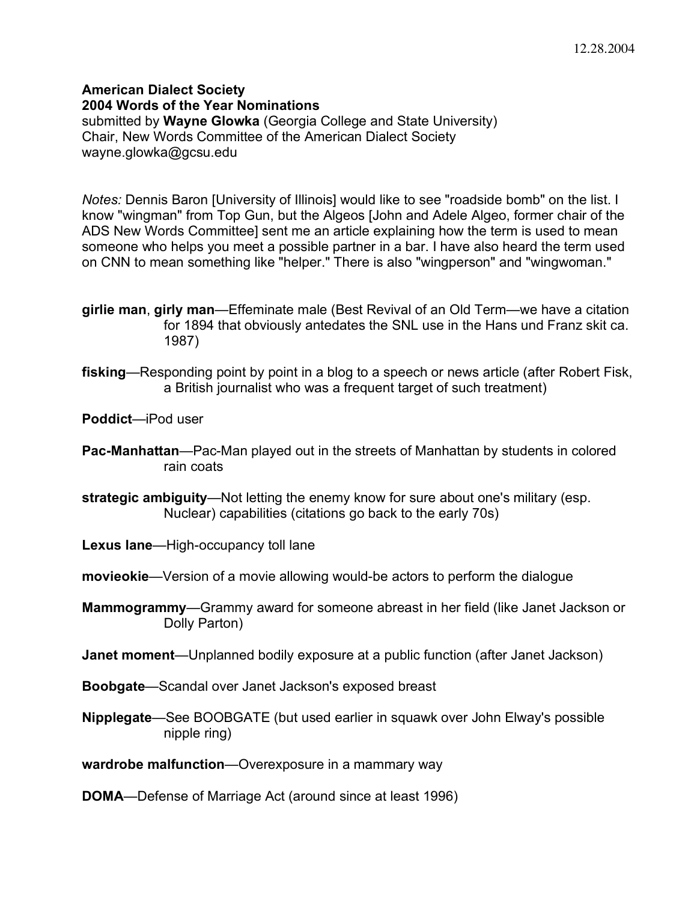12.28.2004

**American Dialect Society**
**2004 Words of the Year Nominations**
submitted by **Wayne Glowka** (Georgia College and State University)
Chair, New Words Committee of the American Dialect Society
wayne.glowka@gcsu.edu

*Notes:* Dennis Baron [University of Illinois] would like to see "roadside bomb" on the list. I know "wingman" from Top Gun, but the Algeos [John and Adele Algeo, former chair of the ADS New Words Committee] sent me an article explaining how the term is used to mean someone who helps you meet a possible partner in a bar. I have also heard the term used on CNN to mean something like "helper." There is also "wingperson" and "wingwoman."

**girlie man**, **girly man**—Effeminate male (Best Revival of an Old Term—we have a citation for 1894 that obviously antedates the SNL use in the Hans und Franz skit ca. 1987)

**fisking**—Responding point by point in a blog to a speech or news article (after Robert Fisk, a British journalist who was a frequent target of such treatment)

**Poddict**—iPod user

**Pac-Manhattan**—Pac-Man played out in the streets of Manhattan by students in colored rain coats

**strategic ambiguity**—Not letting the enemy know for sure about one's military (esp. Nuclear) capabilities (citations go back to the early 70s)

**Lexus lane**—High-occupancy toll lane

**movieokie**—Version of a movie allowing would-be actors to perform the dialogue

**Mammogrammy**—Grammy award for someone abreast in her field (like Janet Jackson or Dolly Parton)

**Janet moment**—Unplanned bodily exposure at a public function (after Janet Jackson)

**Boobgate**—Scandal over Janet Jackson's exposed breast

**Nipplegate**—See BOOBGATE (but used earlier in squawk over John Elway's possible nipple ring)

**wardrobe malfunction**—Overexposure in a mammary way

**DOMA**—Defense of Marriage Act (around since at least 1996)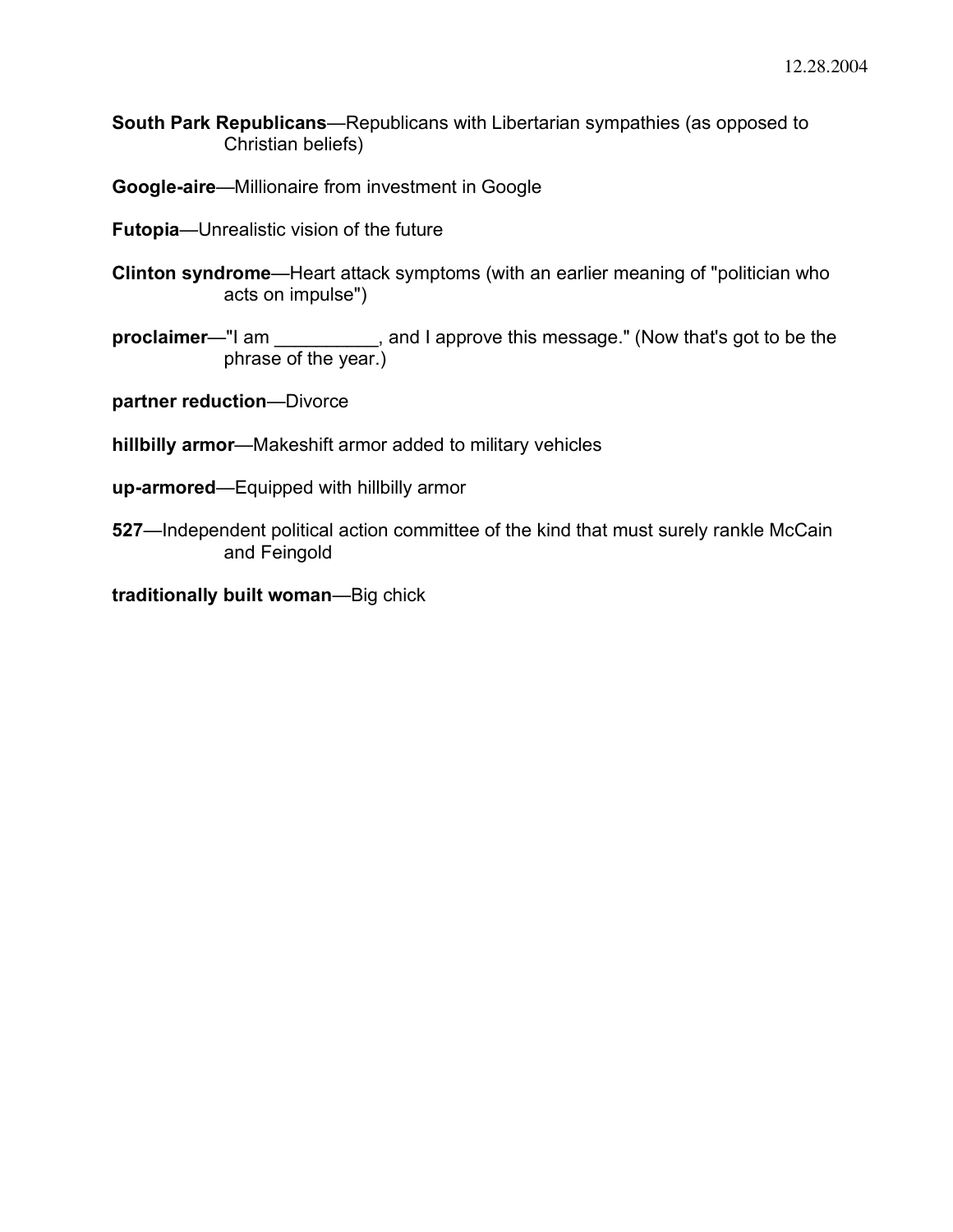12.28.2004

**South Park Republicans**—Republicans with Libertarian sympathies (as opposed to Christian beliefs)

**Google-aire**—Millionaire from investment in Google

**Futopia**—Unrealistic vision of the future

**Clinton syndrome**—Heart attack symptoms (with an earlier meaning of "politician who acts on impulse")

**proclaimer**—"I am __________, and I approve this message." (Now that's got to be the phrase of the year.)

**partner reduction**—Divorce

**hillbilly armor**—Makeshift armor added to military vehicles

**up-armored**—Equipped with hillbilly armor

**527**—Independent political action committee of the kind that must surely rankle McCain and Feingold

**traditionally built woman**—Big chick